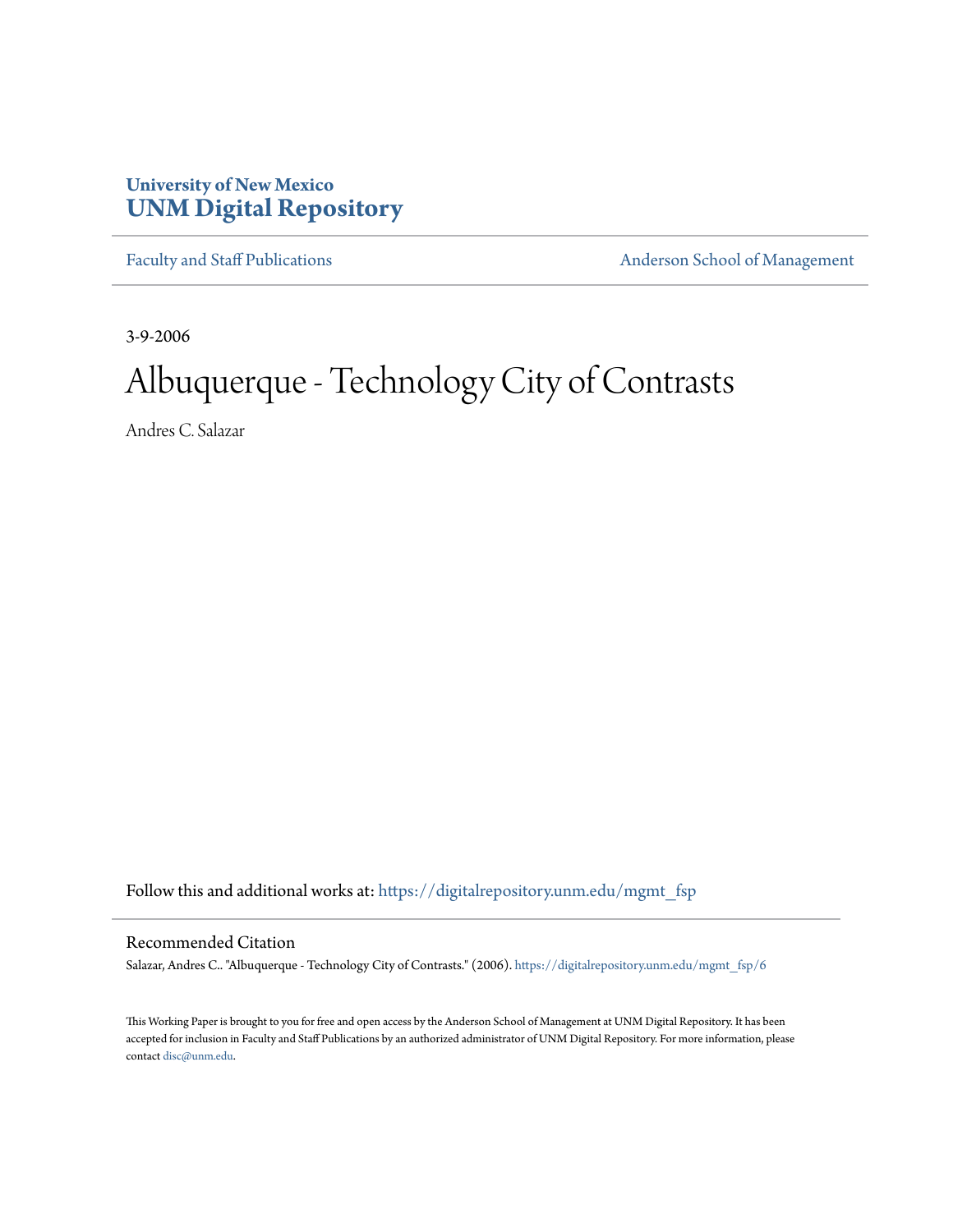University of New Mexico
**UNM Digital Repository**

Faculty and Staff Publications | Anderson School of Management

3-9-2006

# Albuquerque - Technology City of Contrasts

Andres C. Salazar

Follow this and additional works at: https://digitalrepository.unm.edu/mgmt_fsp

## Recommended Citation

Salazar, Andres C.. "Albuquerque - Technology City of Contrasts." (2006). https://digitalrepository.unm.edu/mgmt_fsp/6

This Working Paper is brought to you for free and open access by the Anderson School of Management at UNM Digital Repository. It has been accepted for inclusion in Faculty and Staff Publications by an authorized administrator of UNM Digital Repository. For more information, please contact disc@unm.edu.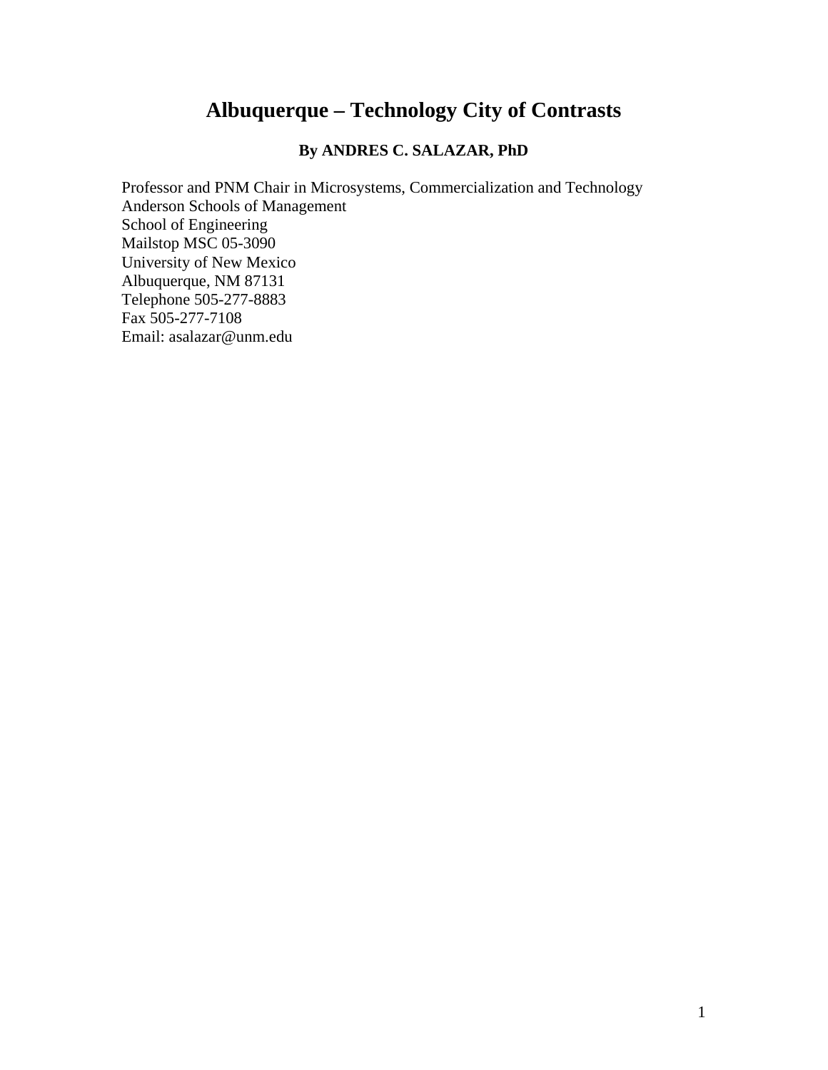# Albuquerque – Technology City of Contrasts

**By ANDRES C. SALAZAR, PhD**

Professor and PNM Chair in Microsystems, Commercialization and Technology
Anderson Schools of Management
School of Engineering
Mailstop MSC 05-3090
University of New Mexico
Albuquerque, NM 87131
Telephone 505-277-8883
Fax 505-277-7108
Email: asalazar@unm.edu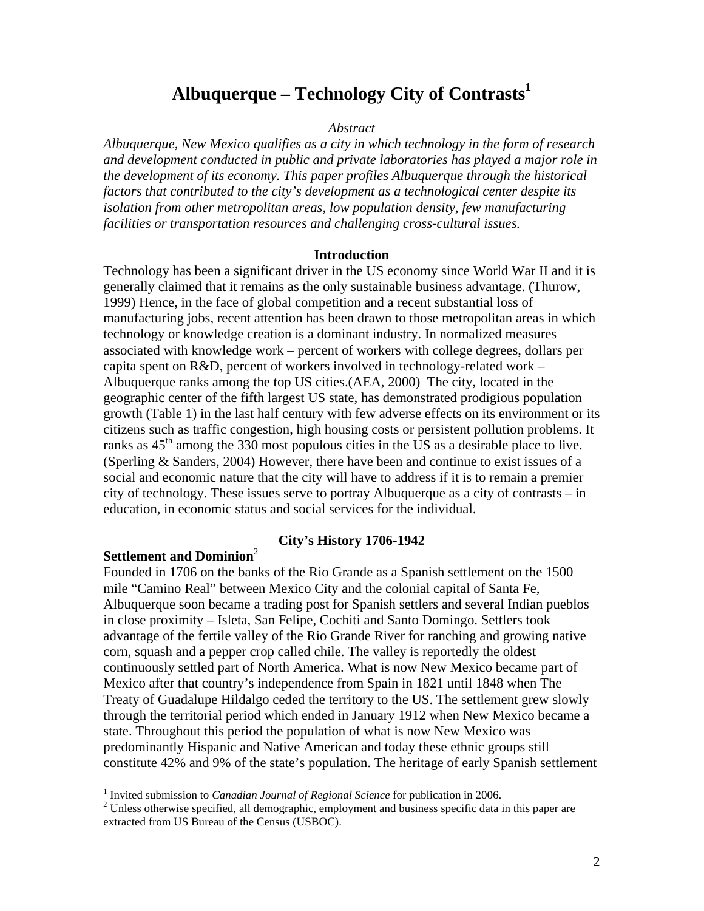# Albuquerque – Technology City of Contrasts[1]

*Abstract*

*Albuquerque, New Mexico qualifies as a city in which technology in the form of research and development conducted in public and private laboratories has played a major role in the development of its economy. This paper profiles Albuquerque through the historical factors that contributed to the city's development as a technological center despite its isolation from other metropolitan areas, low population density, few manufacturing facilities or transportation resources and challenging cross-cultural issues.*

## Introduction

Technology has been a significant driver in the US economy since World War II and it is generally claimed that it remains as the only sustainable business advantage. (Thurow, 1999) Hence, in the face of global competition and a recent substantial loss of manufacturing jobs, recent attention has been drawn to those metropolitan areas in which technology or knowledge creation is a dominant industry. In normalized measures associated with knowledge work – percent of workers with college degrees, dollars per capita spent on R&D, percent of workers involved in technology-related work – Albuquerque ranks among the top US cities.(AEA, 2000) The city, located in the geographic center of the fifth largest US state, has demonstrated prodigious population growth (Table 1) in the last half century with few adverse effects on its environment or its citizens such as traffic congestion, high housing costs or persistent pollution problems. It ranks as 45th among the 330 most populous cities in the US as a desirable place to live. (Sperling & Sanders, 2004) However, there have been and continue to exist issues of a social and economic nature that the city will have to address if it is to remain a premier city of technology. These issues serve to portray Albuquerque as a city of contrasts – in education, in economic status and social services for the individual.

## City's History 1706-1942

### Settlement and Dominion[2]

Founded in 1706 on the banks of the Rio Grande as a Spanish settlement on the 1500 mile "Camino Real" between Mexico City and the colonial capital of Santa Fe, Albuquerque soon became a trading post for Spanish settlers and several Indian pueblos in close proximity – Isleta, San Felipe, Cochiti and Santo Domingo. Settlers took advantage of the fertile valley of the Rio Grande River for ranching and growing native corn, squash and a pepper crop called chile. The valley is reportedly the oldest continuously settled part of North America. What is now New Mexico became part of Mexico after that country's independence from Spain in 1821 until 1848 when The Treaty of Guadalupe Hildalgo ceded the territory to the US. The settlement grew slowly through the territorial period which ended in January 1912 when New Mexico became a state. Throughout this period the population of what is now New Mexico was predominantly Hispanic and Native American and today these ethnic groups still constitute 42% and 9% of the state's population. The heritage of early Spanish settlement

---

[1] Invited submission to *Canadian Journal of Regional Science* for publication in 2006.

[2] Unless otherwise specified, all demographic, employment and business specific data in this paper are extracted from US Bureau of the Census (USBOC).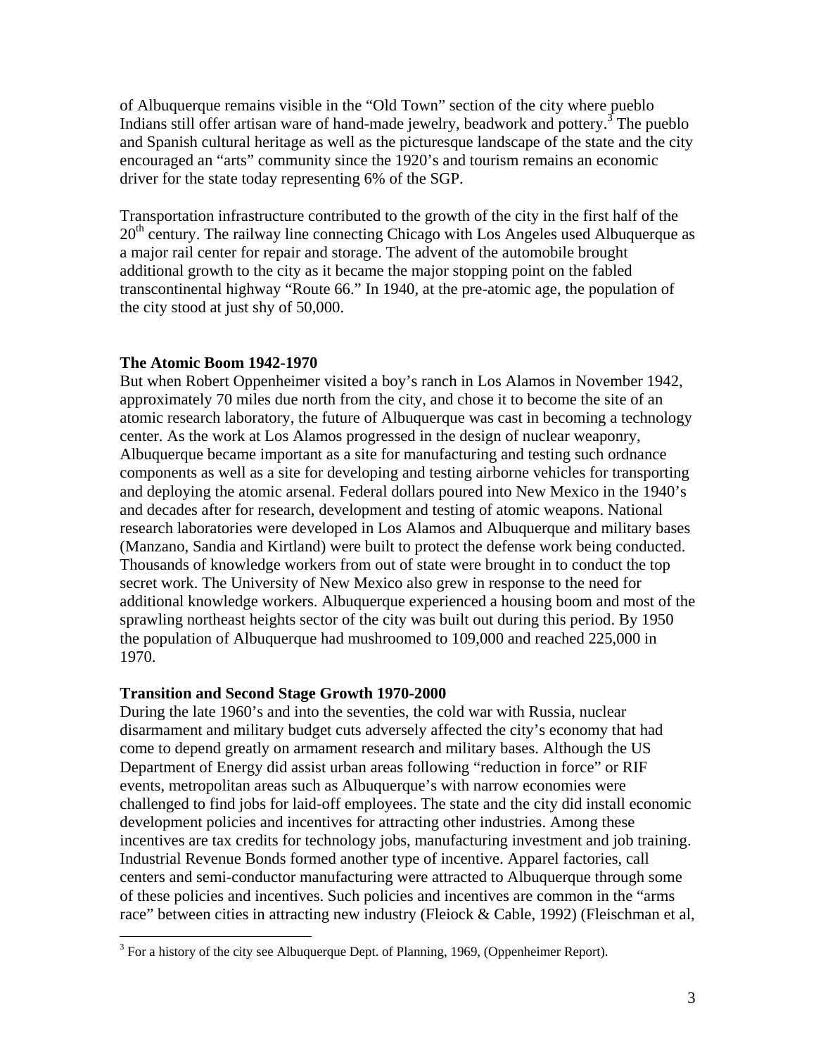of Albuquerque remains visible in the "Old Town" section of the city where pueblo Indians still offer artisan ware of hand-made jewelry, beadwork and pottery.[3] The pueblo and Spanish cultural heritage as well as the picturesque landscape of the state and the city encouraged an "arts" community since the 1920's and tourism remains an economic driver for the state today representing 6% of the SGP.

Transportation infrastructure contributed to the growth of the city in the first half of the 20th century. The railway line connecting Chicago with Los Angeles used Albuquerque as a major rail center for repair and storage. The advent of the automobile brought additional growth to the city as it became the major stopping point on the fabled transcontinental highway "Route 66." In 1940, at the pre-atomic age, the population of the city stood at just shy of 50,000.

**The Atomic Boom 1942-1970**

But when Robert Oppenheimer visited a boy's ranch in Los Alamos in November 1942, approximately 70 miles due north from the city, and chose it to become the site of an atomic research laboratory, the future of Albuquerque was cast in becoming a technology center. As the work at Los Alamos progressed in the design of nuclear weaponry, Albuquerque became important as a site for manufacturing and testing such ordnance components as well as a site for developing and testing airborne vehicles for transporting and deploying the atomic arsenal. Federal dollars poured into New Mexico in the 1940's and decades after for research, development and testing of atomic weapons. National research laboratories were developed in Los Alamos and Albuquerque and military bases (Manzano, Sandia and Kirtland) were built to protect the defense work being conducted. Thousands of knowledge workers from out of state were brought in to conduct the top secret work. The University of New Mexico also grew in response to the need for additional knowledge workers. Albuquerque experienced a housing boom and most of the sprawling northeast heights sector of the city was built out during this period. By 1950 the population of Albuquerque had mushroomed to 109,000 and reached 225,000 in 1970.

**Transition and Second Stage Growth 1970-2000**

During the late 1960's and into the seventies, the cold war with Russia, nuclear disarmament and military budget cuts adversely affected the city's economy that had come to depend greatly on armament research and military bases. Although the US Department of Energy did assist urban areas following "reduction in force" or RIF events, metropolitan areas such as Albuquerque's with narrow economies were challenged to find jobs for laid-off employees. The state and the city did install economic development policies and incentives for attracting other industries. Among these incentives are tax credits for technology jobs, manufacturing investment and job training. Industrial Revenue Bonds formed another type of incentive. Apparel factories, call centers and semi-conductor manufacturing were attracted to Albuquerque through some of these policies and incentives. Such policies and incentives are common in the "arms race" between cities in attracting new industry (Fleiock & Cable, 1992) (Fleischman et al,

[3] For a history of the city see Albuquerque Dept. of Planning, 1969, (Oppenheimer Report).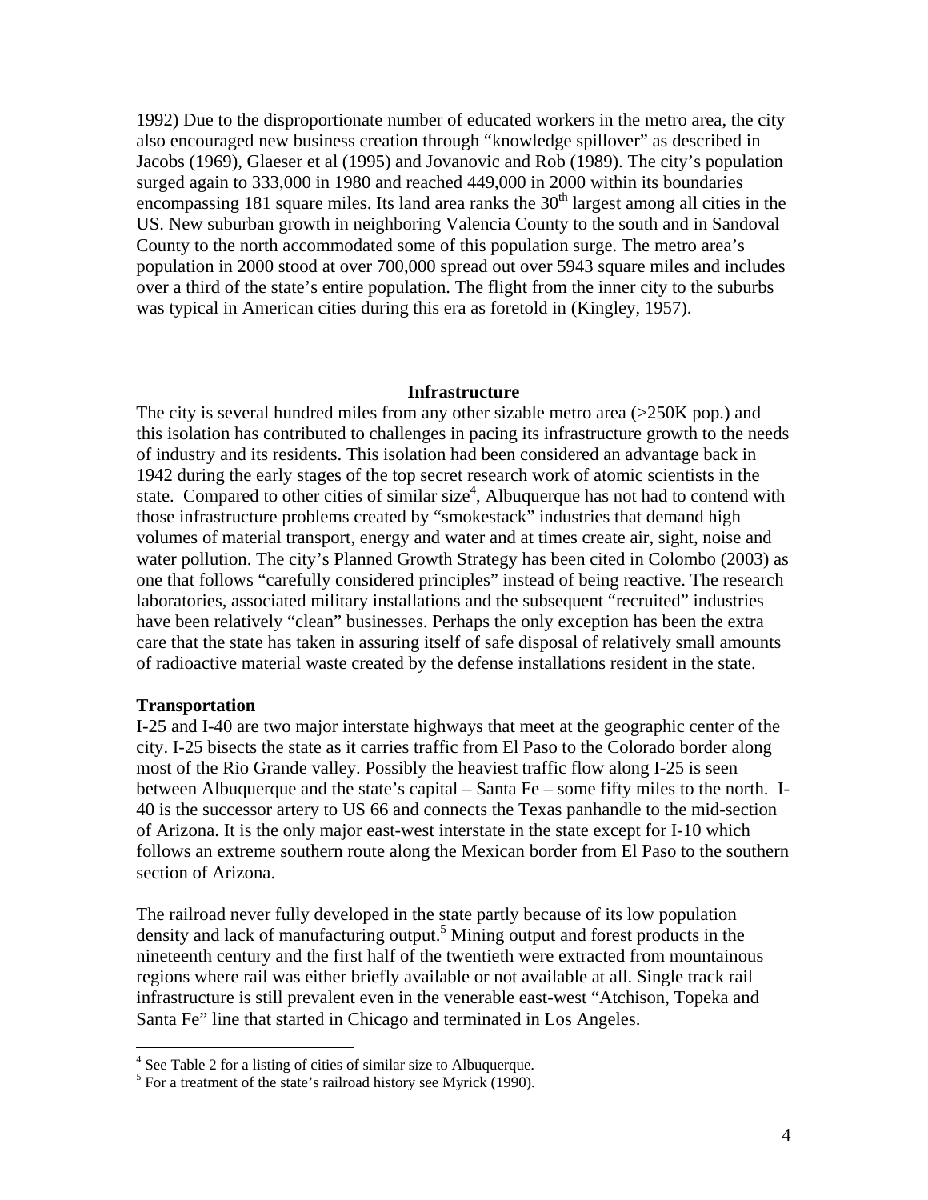1992) Due to the disproportionate number of educated workers in the metro area, the city also encouraged new business creation through "knowledge spillover" as described in Jacobs (1969), Glaeser et al (1995) and Jovanovic and Rob (1989). The city's population surged again to 333,000 in 1980 and reached 449,000 in 2000 within its boundaries encompassing 181 square miles. Its land area ranks the 30th largest among all cities in the US. New suburban growth in neighboring Valencia County to the south and in Sandoval County to the north accommodated some of this population surge. The metro area's population in 2000 stood at over 700,000 spread out over 5943 square miles and includes over a third of the state's entire population. The flight from the inner city to the suburbs was typical in American cities during this era as foretold in (Kingley, 1957).

## Infrastructure

The city is several hundred miles from any other sizable metro area (>250K pop.) and this isolation has contributed to challenges in pacing its infrastructure growth to the needs of industry and its residents. This isolation had been considered an advantage back in 1942 during the early stages of the top secret research work of atomic scientists in the state. Compared to other cities of similar size[4], Albuquerque has not had to contend with those infrastructure problems created by "smokestack" industries that demand high volumes of material transport, energy and water and at times create air, sight, noise and water pollution. The city's Planned Growth Strategy has been cited in Colombo (2003) as one that follows "carefully considered principles" instead of being reactive. The research laboratories, associated military installations and the subsequent "recruited" industries have been relatively "clean" businesses. Perhaps the only exception has been the extra care that the state has taken in assuring itself of safe disposal of relatively small amounts of radioactive material waste created by the defense installations resident in the state.

### Transportation

I-25 and I-40 are two major interstate highways that meet at the geographic center of the city. I-25 bisects the state as it carries traffic from El Paso to the Colorado border along most of the Rio Grande valley. Possibly the heaviest traffic flow along I-25 is seen between Albuquerque and the state's capital – Santa Fe – some fifty miles to the north. I-40 is the successor artery to US 66 and connects the Texas panhandle to the mid-section of Arizona. It is the only major east-west interstate in the state except for I-10 which follows an extreme southern route along the Mexican border from El Paso to the southern section of Arizona.

The railroad never fully developed in the state partly because of its low population density and lack of manufacturing output.[5] Mining output and forest products in the nineteenth century and the first half of the twentieth were extracted from mountainous regions where rail was either briefly available or not available at all. Single track rail infrastructure is still prevalent even in the venerable east-west "Atchison, Topeka and Santa Fe" line that started in Chicago and terminated in Los Angeles.

---

[4] See Table 2 for a listing of cities of similar size to Albuquerque.

[5] For a treatment of the state's railroad history see Myrick (1990).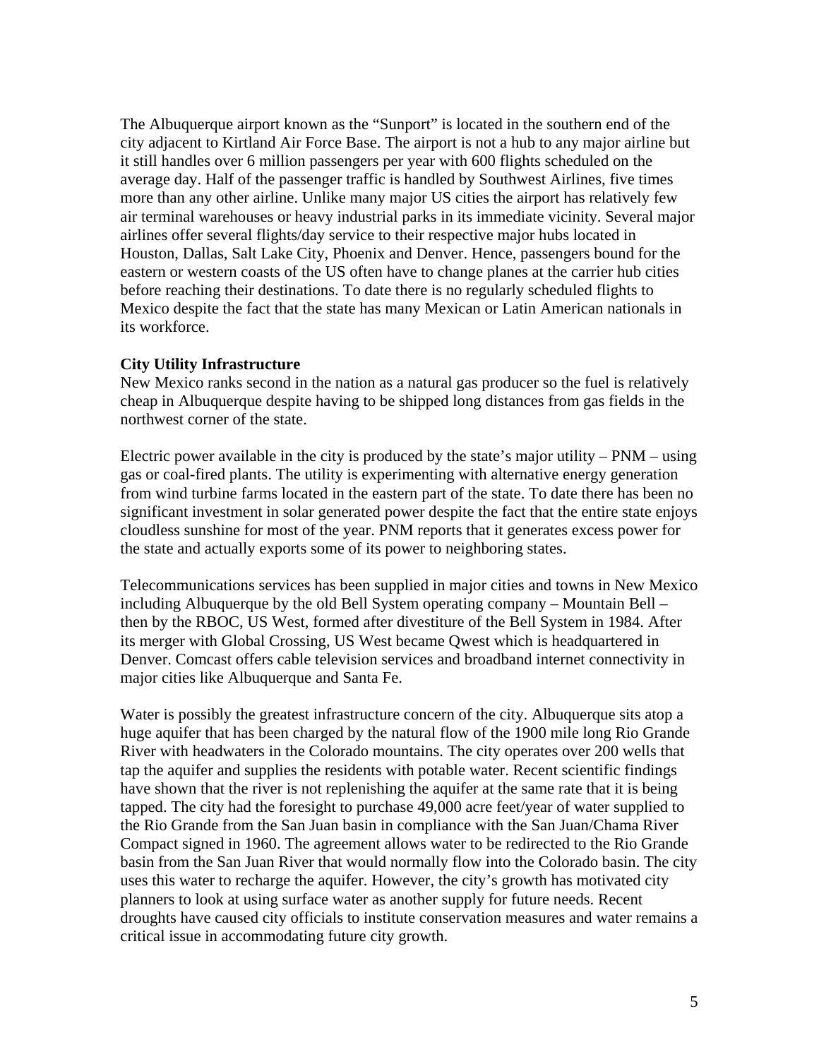The Albuquerque airport known as the "Sunport" is located in the southern end of the city adjacent to Kirtland Air Force Base. The airport is not a hub to any major airline but it still handles over 6 million passengers per year with 600 flights scheduled on the average day. Half of the passenger traffic is handled by Southwest Airlines, five times more than any other airline. Unlike many major US cities the airport has relatively few air terminal warehouses or heavy industrial parks in its immediate vicinity. Several major airlines offer several flights/day service to their respective major hubs located in Houston, Dallas, Salt Lake City, Phoenix and Denver. Hence, passengers bound for the eastern or western coasts of the US often have to change planes at the carrier hub cities before reaching their destinations. To date there is no regularly scheduled flights to Mexico despite the fact that the state has many Mexican or Latin American nationals in its workforce.

**City Utility Infrastructure**

New Mexico ranks second in the nation as a natural gas producer so the fuel is relatively cheap in Albuquerque despite having to be shipped long distances from gas fields in the northwest corner of the state.

Electric power available in the city is produced by the state's major utility – PNM – using gas or coal-fired plants. The utility is experimenting with alternative energy generation from wind turbine farms located in the eastern part of the state. To date there has been no significant investment in solar generated power despite the fact that the entire state enjoys cloudless sunshine for most of the year. PNM reports that it generates excess power for the state and actually exports some of its power to neighboring states.

Telecommunications services has been supplied in major cities and towns in New Mexico including Albuquerque by the old Bell System operating company – Mountain Bell – then by the RBOC, US West, formed after divestiture of the Bell System in 1984. After its merger with Global Crossing, US West became Qwest which is headquartered in Denver. Comcast offers cable television services and broadband internet connectivity in major cities like Albuquerque and Santa Fe.

Water is possibly the greatest infrastructure concern of the city. Albuquerque sits atop a huge aquifer that has been charged by the natural flow of the 1900 mile long Rio Grande River with headwaters in the Colorado mountains. The city operates over 200 wells that tap the aquifer and supplies the residents with potable water. Recent scientific findings have shown that the river is not replenishing the aquifer at the same rate that it is being tapped. The city had the foresight to purchase 49,000 acre feet/year of water supplied to the Rio Grande from the San Juan basin in compliance with the San Juan/Chama River Compact signed in 1960. The agreement allows water to be redirected to the Rio Grande basin from the San Juan River that would normally flow into the Colorado basin. The city uses this water to recharge the aquifer. However, the city's growth has motivated city planners to look at using surface water as another supply for future needs. Recent droughts have caused city officials to institute conservation measures and water remains a critical issue in accommodating future city growth.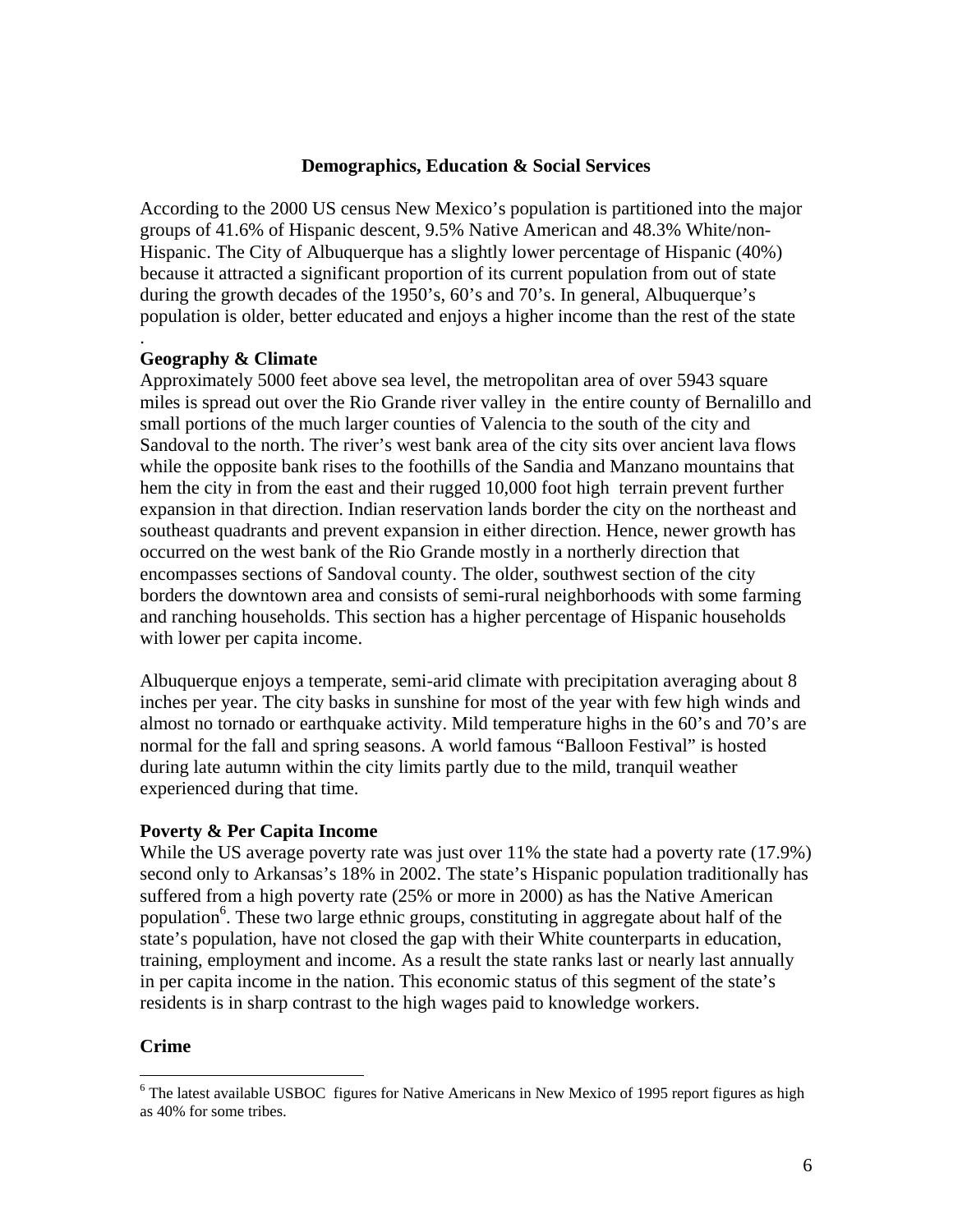### Demographics, Education & Social Services

According to the 2000 US census New Mexico's population is partitioned into the major groups of 41.6% of Hispanic descent, 9.5% Native American and 48.3% White/non-Hispanic. The City of Albuquerque has a slightly lower percentage of Hispanic (40%) because it attracted a significant proportion of its current population from out of state during the growth decades of the 1950's, 60's and 70's. In general, Albuquerque's population is older, better educated and enjoys a higher income than the rest of the state

.

#### Geography & Climate

Approximately 5000 feet above sea level, the metropolitan area of over 5943 square miles is spread out over the Rio Grande river valley in the entire county of Bernalillo and small portions of the much larger counties of Valencia to the south of the city and Sandoval to the north. The river's west bank area of the city sits over ancient lava flows while the opposite bank rises to the foothills of the Sandia and Manzano mountains that hem the city in from the east and their rugged 10,000 foot high terrain prevent further expansion in that direction. Indian reservation lands border the city on the northeast and southeast quadrants and prevent expansion in either direction. Hence, newer growth has occurred on the west bank of the Rio Grande mostly in a northerly direction that encompasses sections of Sandoval county. The older, southwest section of the city borders the downtown area and consists of semi-rural neighborhoods with some farming and ranching households. This section has a higher percentage of Hispanic households with lower per capita income.

Albuquerque enjoys a temperate, semi-arid climate with precipitation averaging about 8 inches per year. The city basks in sunshine for most of the year with few high winds and almost no tornado or earthquake activity. Mild temperature highs in the 60's and 70's are normal for the fall and spring seasons. A world famous "Balloon Festival" is hosted during late autumn within the city limits partly due to the mild, tranquil weather experienced during that time.

#### Poverty & Per Capita Income

While the US average poverty rate was just over 11% the state had a poverty rate (17.9%) second only to Arkansas's 18% in 2002. The state's Hispanic population traditionally has suffered from a high poverty rate (25% or more in 2000) as has the Native American population[6]. These two large ethnic groups, constituting in aggregate about half of the state's population, have not closed the gap with their White counterparts in education, training, employment and income. As a result the state ranks last or nearly last annually in per capita income in the nation. This economic status of this segment of the state's residents is in sharp contrast to the high wages paid to knowledge workers.

#### Crime

[6] The latest available USBOC figures for Native Americans in New Mexico of 1995 report figures as high as 40% for some tribes.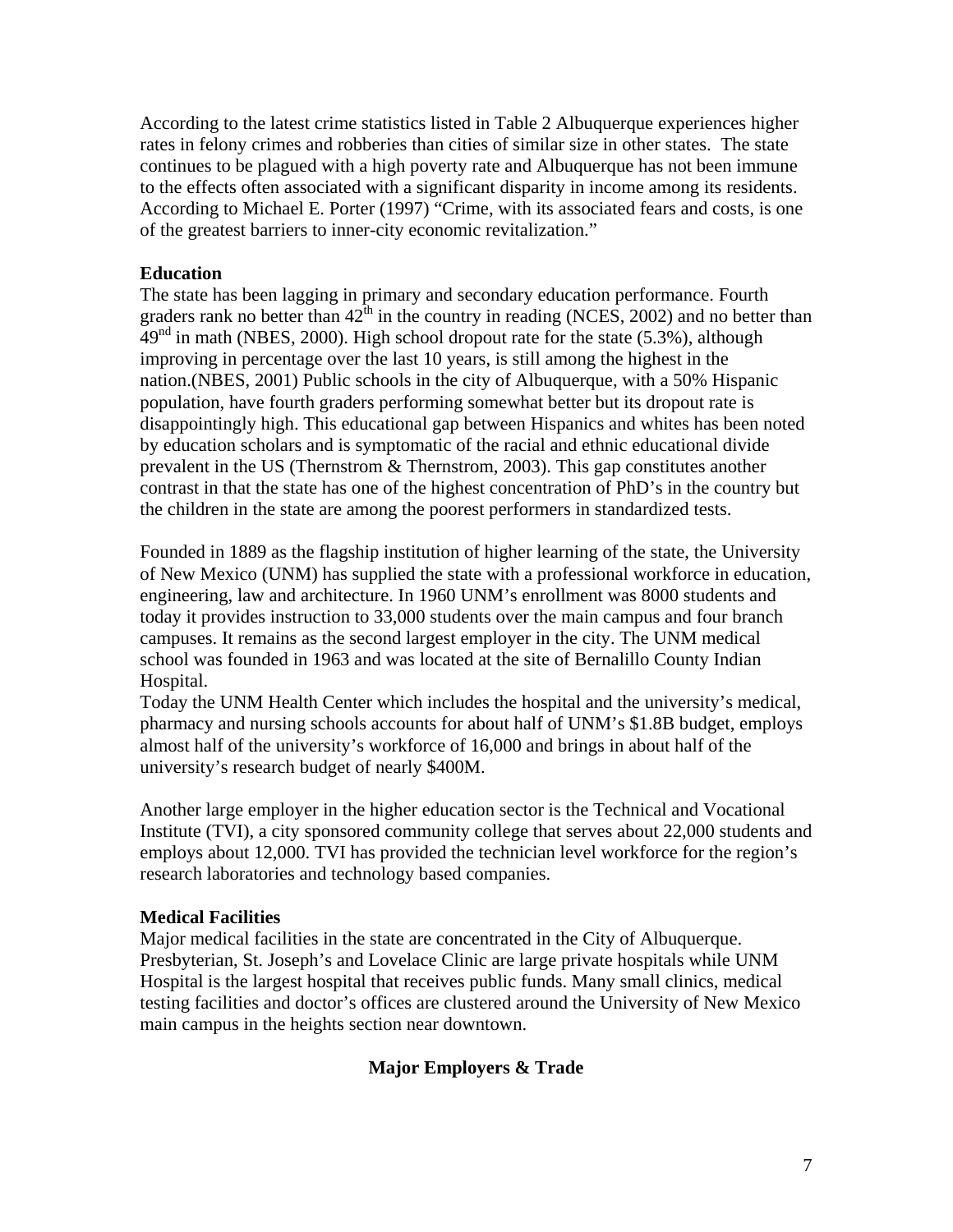According to the latest crime statistics listed in Table 2 Albuquerque experiences higher rates in felony crimes and robberies than cities of similar size in other states. The state continues to be plagued with a high poverty rate and Albuquerque has not been immune to the effects often associated with a significant disparity in income among its residents. According to Michael E. Porter (1997) "Crime, with its associated fears and costs, is one of the greatest barriers to inner-city economic revitalization."

### Education

The state has been lagging in primary and secondary education performance. Fourth graders rank no better than 42nd in the country in reading (NCES, 2002) and no better than 49nd in math (NBES, 2000). High school dropout rate for the state (5.3%), although improving in percentage over the last 10 years, is still among the highest in the nation.(NBES, 2001) Public schools in the city of Albuquerque, with a 50% Hispanic population, have fourth graders performing somewhat better but its dropout rate is disappointingly high. This educational gap between Hispanics and whites has been noted by education scholars and is symptomatic of the racial and ethnic educational divide prevalent in the US (Thernstrom & Thernstrom, 2003). This gap constitutes another contrast in that the state has one of the highest concentration of PhD's in the country but the children in the state are among the poorest performers in standardized tests.

Founded in 1889 as the flagship institution of higher learning of the state, the University of New Mexico (UNM) has supplied the state with a professional workforce in education, engineering, law and architecture. In 1960 UNM's enrollment was 8000 students and today it provides instruction to 33,000 students over the main campus and four branch campuses. It remains as the second largest employer in the city. The UNM medical school was founded in 1963 and was located at the site of Bernalillo County Indian Hospital.

Today the UNM Health Center which includes the hospital and the university's medical, pharmacy and nursing schools accounts for about half of UNM's $1.8B budget, employs almost half of the university's workforce of 16,000 and brings in about half of the university's research budget of nearly $400M.

Another large employer in the higher education sector is the Technical and Vocational Institute (TVI), a city sponsored community college that serves about 22,000 students and employs about 12,000. TVI has provided the technician level workforce for the region's research laboratories and technology based companies.

### Medical Facilities

Major medical facilities in the state are concentrated in the City of Albuquerque. Presbyterian, St. Joseph's and Lovelace Clinic are large private hospitals while UNM Hospital is the largest hospital that receives public funds. Many small clinics, medical testing facilities and doctor's offices are clustered around the University of New Mexico main campus in the heights section near downtown.

## Major Employers & Trade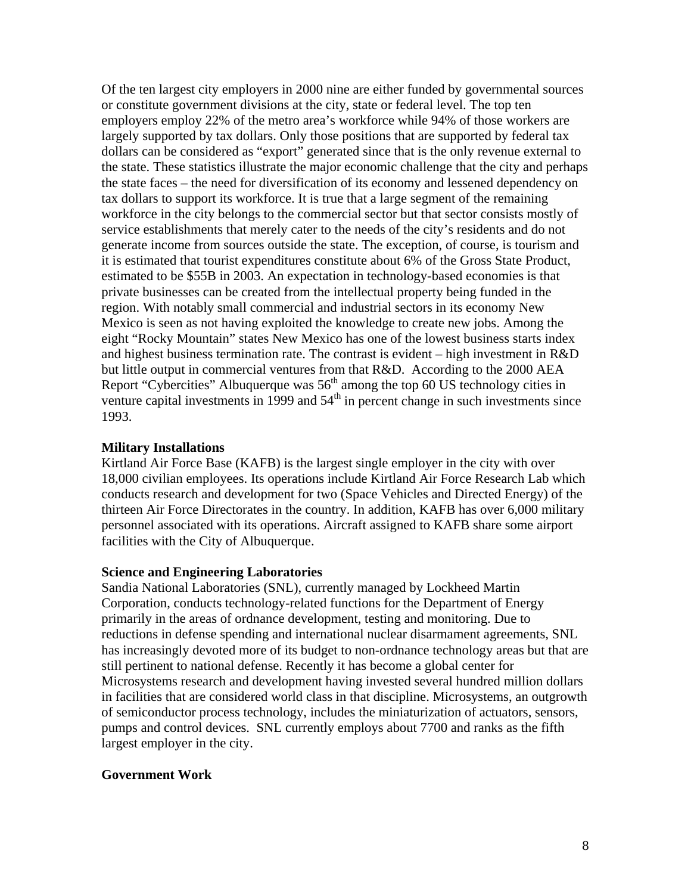Of the ten largest city employers in 2000 nine are either funded by governmental sources or constitute government divisions at the city, state or federal level. The top ten employers employ 22% of the metro area's workforce while 94% of those workers are largely supported by tax dollars. Only those positions that are supported by federal tax dollars can be considered as "export" generated since that is the only revenue external to the state. These statistics illustrate the major economic challenge that the city and perhaps the state faces – the need for diversification of its economy and lessened dependency on tax dollars to support its workforce. It is true that a large segment of the remaining workforce in the city belongs to the commercial sector but that sector consists mostly of service establishments that merely cater to the needs of the city's residents and do not generate income from sources outside the state. The exception, of course, is tourism and it is estimated that tourist expenditures constitute about 6% of the Gross State Product, estimated to be $55B in 2003. An expectation in technology-based economies is that private businesses can be created from the intellectual property being funded in the region. With notably small commercial and industrial sectors in its economy New Mexico is seen as not having exploited the knowledge to create new jobs. Among the eight "Rocky Mountain" states New Mexico has one of the lowest business starts index and highest business termination rate. The contrast is evident – high investment in R&D but little output in commercial ventures from that R&D. According to the 2000 AEA Report "Cybercities" Albuquerque was 56th among the top 60 US technology cities in venture capital investments in 1999 and 54th in percent change in such investments since 1993.

**Military Installations**

Kirtland Air Force Base (KAFB) is the largest single employer in the city with over 18,000 civilian employees. Its operations include Kirtland Air Force Research Lab which conducts research and development for two (Space Vehicles and Directed Energy) of the thirteen Air Force Directorates in the country. In addition, KAFB has over 6,000 military personnel associated with its operations. Aircraft assigned to KAFB share some airport facilities with the City of Albuquerque.

**Science and Engineering Laboratories**

Sandia National Laboratories (SNL), currently managed by Lockheed Martin Corporation, conducts technology-related functions for the Department of Energy primarily in the areas of ordnance development, testing and monitoring. Due to reductions in defense spending and international nuclear disarmament agreements, SNL has increasingly devoted more of its budget to non-ordnance technology areas but that are still pertinent to national defense. Recently it has become a global center for Microsystems research and development having invested several hundred million dollars in facilities that are considered world class in that discipline. Microsystems, an outgrowth of semiconductor process technology, includes the miniaturization of actuators, sensors, pumps and control devices. SNL currently employs about 7700 and ranks as the fifth largest employer in the city.

**Government Work**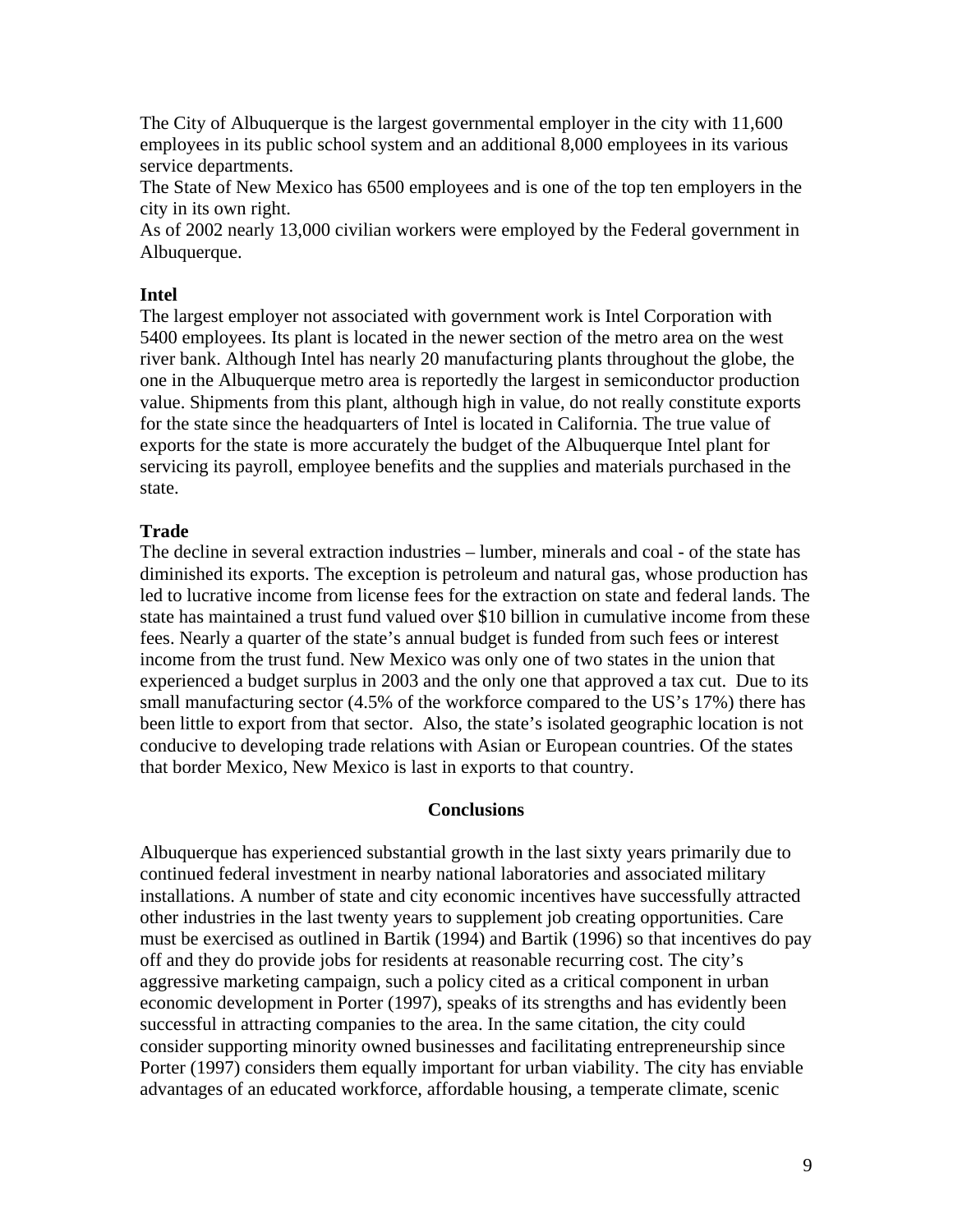The City of Albuquerque is the largest governmental employer in the city with 11,600 employees in its public school system and an additional 8,000 employees in its various service departments.

The State of New Mexico has 6500 employees and is one of the top ten employers in the city in its own right.

As of 2002 nearly 13,000 civilian workers were employed by the Federal government in Albuquerque.

**Intel**

The largest employer not associated with government work is Intel Corporation with 5400 employees. Its plant is located in the newer section of the metro area on the west river bank. Although Intel has nearly 20 manufacturing plants throughout the globe, the one in the Albuquerque metro area is reportedly the largest in semiconductor production value. Shipments from this plant, although high in value, do not really constitute exports for the state since the headquarters of Intel is located in California. The true value of exports for the state is more accurately the budget of the Albuquerque Intel plant for servicing its payroll, employee benefits and the supplies and materials purchased in the state.

**Trade**

The decline in several extraction industries – lumber, minerals and coal - of the state has diminished its exports. The exception is petroleum and natural gas, whose production has led to lucrative income from license fees for the extraction on state and federal lands. The state has maintained a trust fund valued over $10 billion in cumulative income from these fees. Nearly a quarter of the state's annual budget is funded from such fees or interest income from the trust fund. New Mexico was only one of two states in the union that experienced a budget surplus in 2003 and the only one that approved a tax cut. Due to its small manufacturing sector (4.5% of the workforce compared to the US's 17%) there has been little to export from that sector. Also, the state's isolated geographic location is not conducive to developing trade relations with Asian or European countries. Of the states that border Mexico, New Mexico is last in exports to that country.

## Conclusions

Albuquerque has experienced substantial growth in the last sixty years primarily due to continued federal investment in nearby national laboratories and associated military installations. A number of state and city economic incentives have successfully attracted other industries in the last twenty years to supplement job creating opportunities. Care must be exercised as outlined in Bartik (1994) and Bartik (1996) so that incentives do pay off and they do provide jobs for residents at reasonable recurring cost. The city's aggressive marketing campaign, such a policy cited as a critical component in urban economic development in Porter (1997), speaks of its strengths and has evidently been successful in attracting companies to the area. In the same citation, the city could consider supporting minority owned businesses and facilitating entrepreneurship since Porter (1997) considers them equally important for urban viability. The city has enviable advantages of an educated workforce, affordable housing, a temperate climate, scenic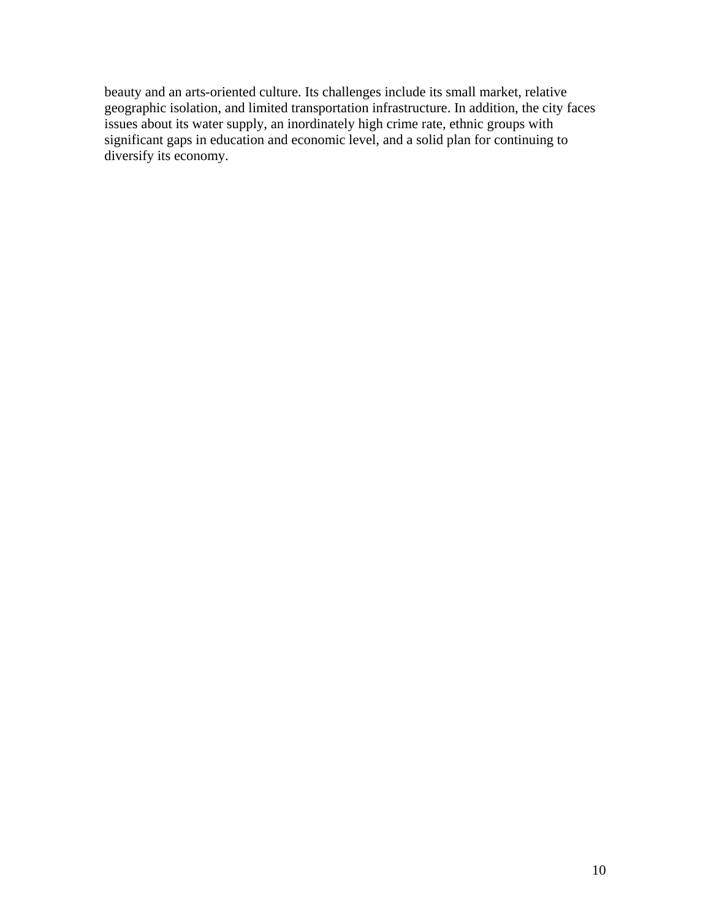beauty and an arts-oriented culture. Its challenges include its small market, relative geographic isolation, and limited transportation infrastructure. In addition, the city faces issues about its water supply, an inordinately high crime rate, ethnic groups with significant gaps in education and economic level, and a solid plan for continuing to diversify its economy.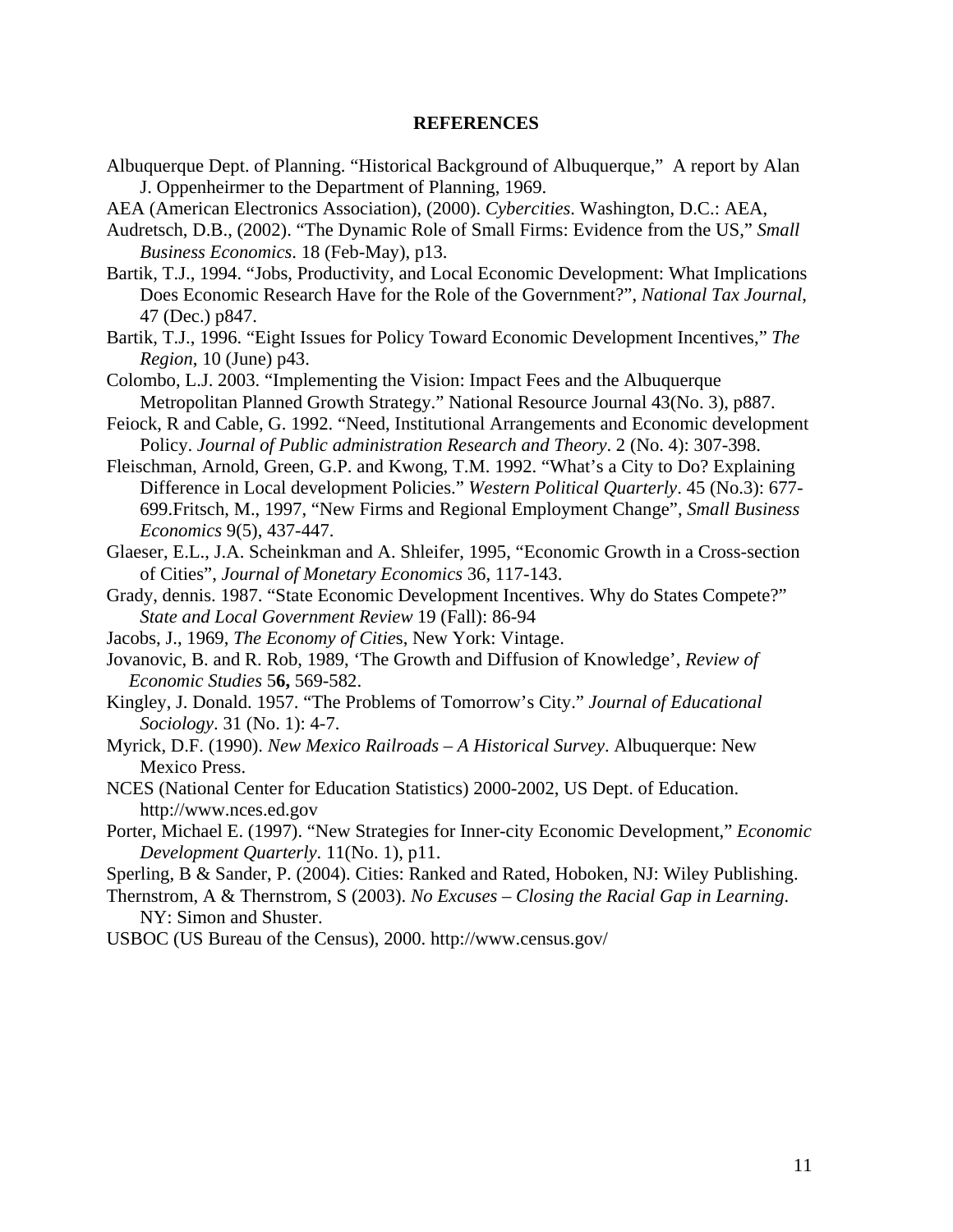## REFERENCES

Albuquerque Dept. of Planning. "Historical Background of Albuquerque," A report by Alan J. Oppenheirmer to the Department of Planning, 1969.

AEA (American Electronics Association), (2000). *Cybercities*. Washington, D.C.: AEA,

Audretsch, D.B., (2002). "The Dynamic Role of Small Firms: Evidence from the US," *Small Business Economics*. 18 (Feb-May), p13.

Bartik, T.J., 1994. "Jobs, Productivity, and Local Economic Development: What Implications Does Economic Research Have for the Role of the Government?", *National Tax Journal*, 47 (Dec.) p847.

Bartik, T.J., 1996. "Eight Issues for Policy Toward Economic Development Incentives," *The Region*, 10 (June) p43.

Colombo, L.J. 2003. "Implementing the Vision: Impact Fees and the Albuquerque Metropolitan Planned Growth Strategy." National Resource Journal 43(No. 3), p887.

Feiock, R and Cable, G. 1992. "Need, Institutional Arrangements and Economic development Policy. *Journal of Public administration Research and Theory*. 2 (No. 4): 307-398.

Fleischman, Arnold, Green, G.P. and Kwong, T.M. 1992. "What's a City to Do? Explaining Difference in Local development Policies." *Western Political Quarterly*. 45 (No.3): 677-699.Fritsch, M., 1997, "New Firms and Regional Employment Change", *Small Business Economics* 9(5), 437-447.

Glaeser, E.L., J.A. Scheinkman and A. Shleifer, 1995, "Economic Growth in a Cross-section of Cities", *Journal of Monetary Economics* 36, 117-143.

Grady, dennis. 1987. "State Economic Development Incentives. Why do States Compete?" *State and Local Government Review* 19 (Fall): 86-94

Jacobs, J., 1969, *The Economy of Cities*, New York: Vintage.

Jovanovic, B. and R. Rob, 1989, 'The Growth and Diffusion of Knowledge', *Review of Economic Studies* 5**6,** 569-582.

Kingley, J. Donald. 1957. "The Problems of Tomorrow's City." *Journal of Educational Sociology*. 31 (No. 1): 4-7.

Myrick, D.F. (1990). *New Mexico Railroads – A Historical Survey*. Albuquerque: New Mexico Press.

NCES (National Center for Education Statistics) 2000-2002, US Dept. of Education. http://www.nces.ed.gov

Porter, Michael E. (1997). "New Strategies for Inner-city Economic Development," *Economic Development Quarterly*. 11(No. 1), p11.

Sperling, B & Sander, P. (2004). Cities: Ranked and Rated, Hoboken, NJ: Wiley Publishing.

Thernstrom, A & Thernstrom, S (2003). *No Excuses – Closing the Racial Gap in Learning*. NY: Simon and Shuster.

USBOC (US Bureau of the Census), 2000. http://www.census.gov/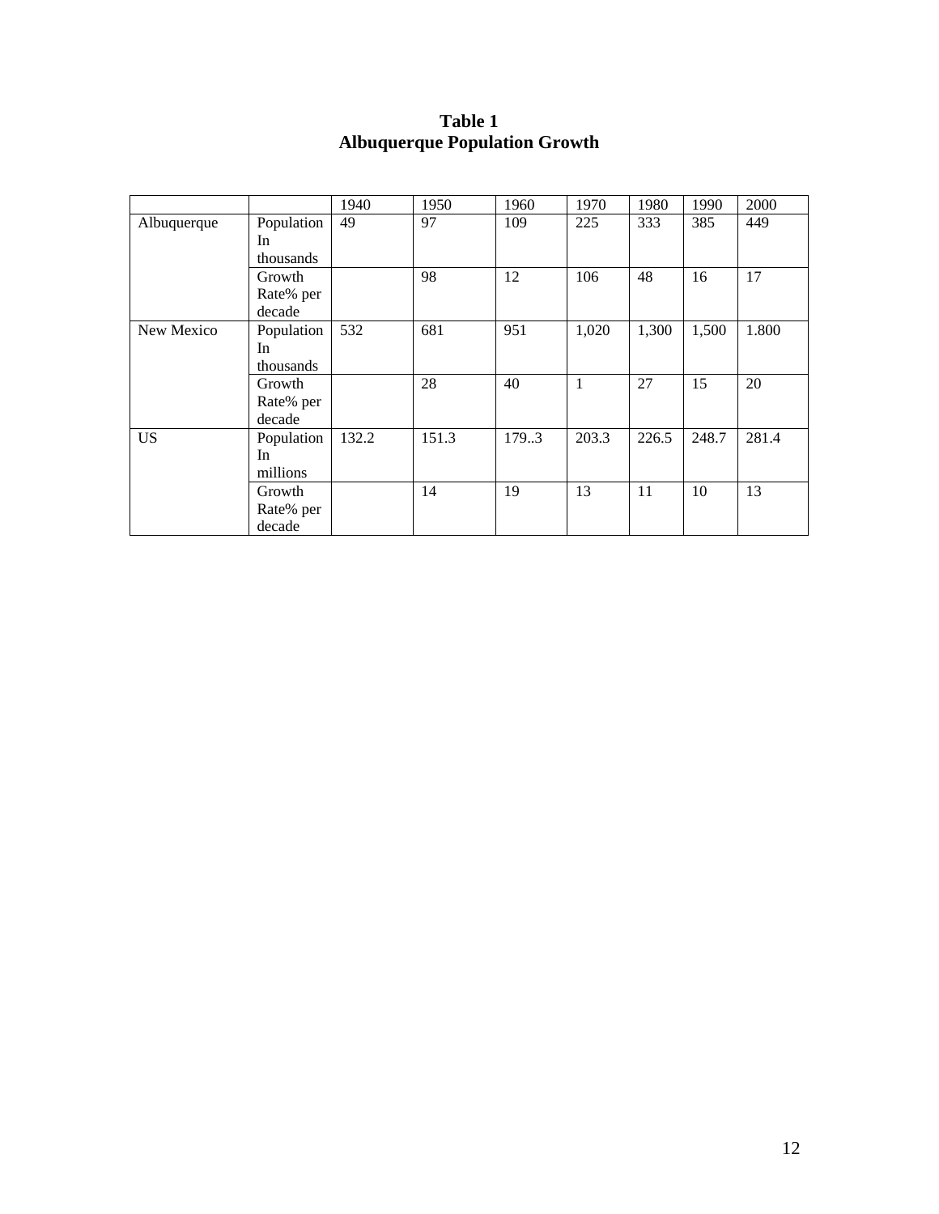**Table 1**
**Albuquerque Population Growth**

| | | 1940 | 1950 | 1960 | 1970 | 1980 | 1990 | 2000 |
|---|---|---|---|---|---|---|---|---|
| Albuquerque | Population In thousands | 49 | 97 | 109 | 225 | 333 | 385 | 449 |
| | Growth Rate% per decade | | 98 | 12 | 106 | 48 | 16 | 17 |
| New Mexico | Population In thousands | 532 | 681 | 951 | 1,020 | 1,300 | 1,500 | 1.800 |
| | Growth Rate% per decade | | 28 | 40 | 1 | 27 | 15 | 20 |
| US | Population In millions | 132.2 | 151.3 | 179..3 | 203.3 | 226.5 | 248.7 | 281.4 |
| | Growth Rate% per decade | | 14 | 19 | 13 | 11 | 10 | 13 |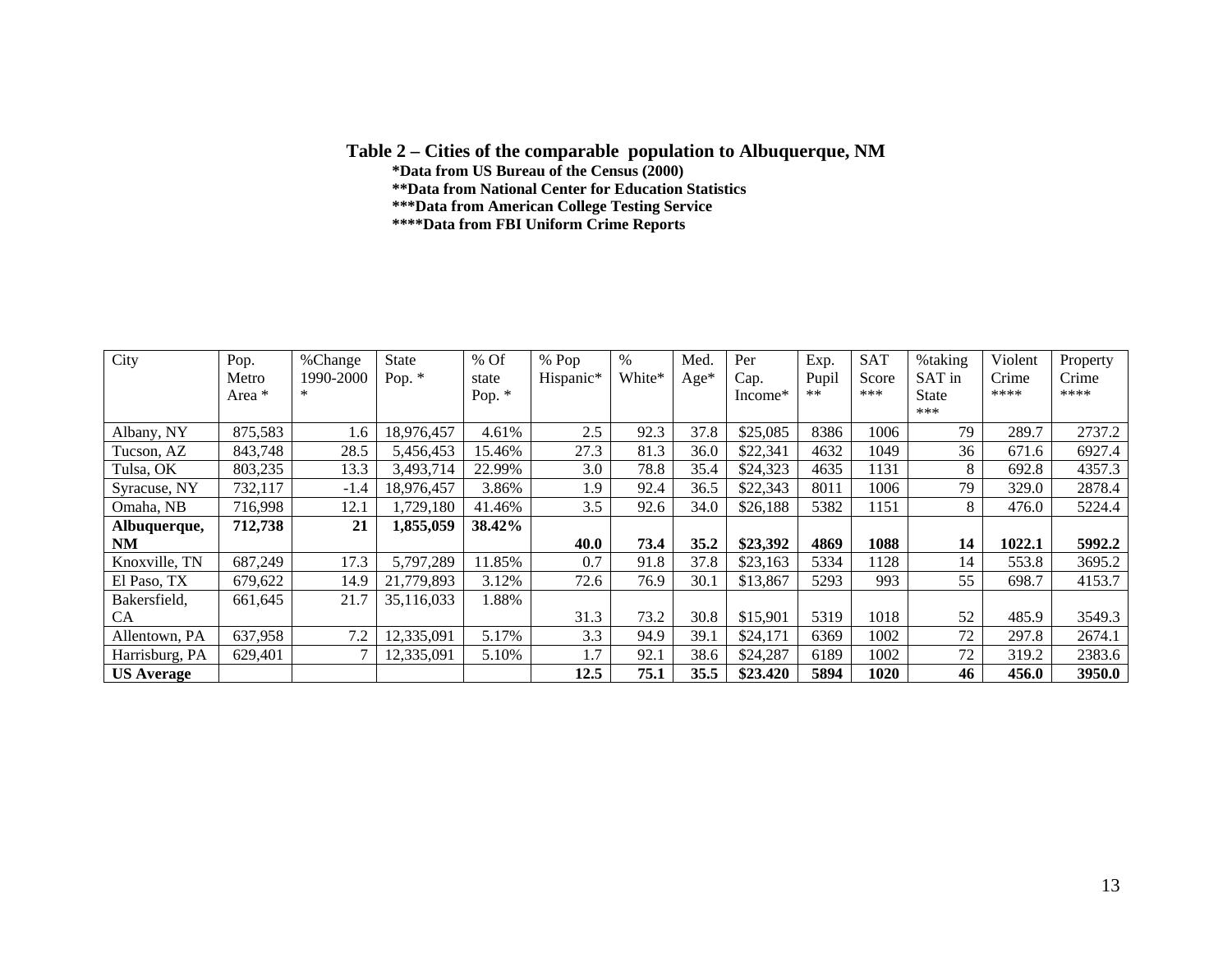**Table 2 – Cities of the comparable population to Albuquerque, NM**

**\*Data from US Bureau of the Census (2000)**

**\*\*Data from National Center for Education Statistics**

**\*\*\*Data from American College Testing Service**

**\*\*\*\*Data from FBI Uniform Crime Reports**

| City | Pop. Metro Area * | %Change 1990-2000 * | State Pop. * | % Of state Pop. * | % Pop Hispanic* | % White* | Med. Age* | Per Cap. Income* | Exp. Pupil ** | SAT Score *** | %taking SAT in State *** | Violent Crime **** | Property Crime **** |
|---|---|---|---|---|---|---|---|---|---|---|---|---|---|
| Albany, NY | 875,583 | 1.6 | 18,976,457 | 4.61% | 2.5 | 92.3 | 37.8 | $25,085 | 8386 | 1006 | 79 | 289.7 | 2737.2 |
| Tucson, AZ | 843,748 | 28.5 | 5,456,453 | 15.46% | 27.3 | 81.3 | 36.0 | $22,341 | 4632 | 1049 | 36 | 671.6 | 6927.4 |
| Tulsa, OK | 803,235 | 13.3 | 3,493,714 | 22.99% | 3.0 | 78.8 | 35.4 | $24,323 | 4635 | 1131 | 8 | 692.8 | 4357.3 |
| Syracuse, NY | 732,117 | -1.4 | 18,976,457 | 3.86% | 1.9 | 92.4 | 36.5 | $22,343 | 8011 | 1006 | 79 | 329.0 | 2878.4 |
| Omaha, NB | 716,998 | 12.1 | 1,729,180 | 41.46% | 3.5 | 92.6 | 34.0 | $26,188 | 5382 | 1151 | 8 | 476.0 | 5224.4 |
| **Albuquerque, NM** | **712,738** | **21** | **1,855,059** | **38.42%** | **40.0** | **73.4** | **35.2** | **$23,392** | **4869** | **1088** | **14** | **1022.1** | **5992.2** |
| Knoxville, TN | 687,249 | 17.3 | 5,797,289 | 11.85% | 0.7 | 91.8 | 37.8 | $23,163 | 5334 | 1128 | 14 | 553.8 | 3695.2 |
| El Paso, TX | 679,622 | 14.9 | 21,779,893 | 3.12% | 72.6 | 76.9 | 30.1 | $13,867 | 5293 | 993 | 55 | 698.7 | 4153.7 |
| Bakersfield, CA | 661,645 | 21.7 | 35,116,033 | 1.88% | 31.3 | 73.2 | 30.8 | $15,901 | 5319 | 1018 | 52 | 485.9 | 3549.3 |
| Allentown, PA | 637,958 | 7.2 | 12,335,091 | 5.17% | 3.3 | 94.9 | 39.1 | $24,171 | 6369 | 1002 | 72 | 297.8 | 2674.1 |
| Harrisburg, PA | 629,401 | 7 | 12,335,091 | 5.10% | 1.7 | 92.1 | 38.6 | $24,287 | 6189 | 1002 | 72 | 319.2 | 2383.6 |
| **US Average** | | | | | **12.5** | **75.1** | **35.5** | **$23.420** | **5894** | **1020** | **46** | **456.0** | **3950.0** |